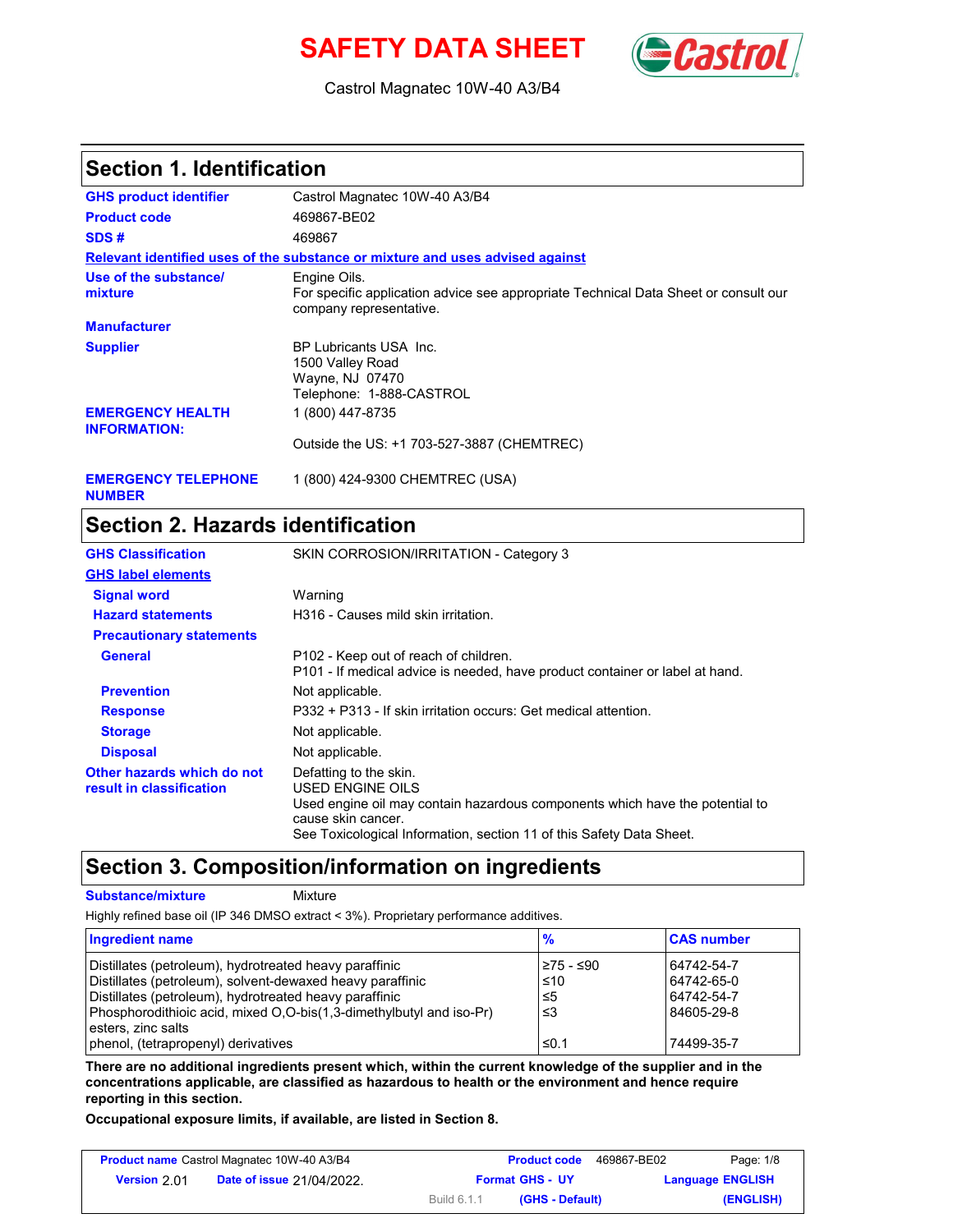# SAFETY DATA SHEET

Castrol Magnatec 10W-40 A3/B4

## Section 1. Identification

| | |
|---|---|
| **GHS product identifier** | Castrol Magnatec 10W-40 A3/B4 |
| **Product code** | 469867-BE02 |
| **SDS #** | 469867 |

**Relevant identified uses of the substance or mixture and uses advised against**

| | |
|---|---|
| **Use of the substance/ mixture** | Engine Oils.<br>For specific application advice see appropriate Technical Data Sheet or consult our company representative. |
| **Manufacturer** | |
| **Supplier** | BP Lubricants USA Inc.<br>1500 Valley Road<br>Wayne, NJ 07470<br>Telephone: 1-888-CASTROL |
| **EMERGENCY HEALTH INFORMATION:** | 1 (800) 447-8735<br><br>Outside the US: +1 703-527-3887 (CHEMTREC) |
| **EMERGENCY TELEPHONE NUMBER** | 1 (800) 424-9300 CHEMTREC (USA) |

## Section 2. Hazards identification

| | |
|---|---|
| **GHS Classification** | SKIN CORROSION/IRRITATION - Category 3 |

**GHS label elements**

| | |
|---|---|
| **Signal word** | Warning |
| **Hazard statements** | H316 - Causes mild skin irritation. |

**Precautionary statements**

| | |
|---|---|
| **General** | P102 - Keep out of reach of children.<br>P101 - If medical advice is needed, have product container or label at hand. |
| **Prevention** | Not applicable. |
| **Response** | P332 + P313 - If skin irritation occurs: Get medical attention. |
| **Storage** | Not applicable. |
| **Disposal** | Not applicable. |
| **Other hazards which do not result in classification** | Defatting to the skin.<br>USED ENGINE OILS<br>Used engine oil may contain hazardous components which have the potential to cause skin cancer.<br>See Toxicological Information, section 11 of this Safety Data Sheet. |

## Section 3. Composition/information on ingredients

**Substance/mixture** Mixture

Highly refined base oil (IP 346 DMSO extract < 3%). Proprietary performance additives.

| Ingredient name | % | CAS number |
|---|---|---|
| Distillates (petroleum), hydrotreated heavy paraffinic | ≥75 - ≤90 | 64742-54-7 |
| Distillates (petroleum), solvent-dewaxed heavy paraffinic | ≤10 | 64742-65-0 |
| Distillates (petroleum), hydrotreated heavy paraffinic | ≤5 | 64742-54-7 |
| Phosphorodithioic acid, mixed O,O-bis(1,3-dimethylbutyl and iso-Pr) esters, zinc salts | ≤3 | 84605-29-8 |
| phenol, (tetrapropenyl) derivatives | ≤0.1 | 74499-35-7 |

**There are no additional ingredients present which, within the current knowledge of the supplier and in the concentrations applicable, are classified as hazardous to health or the environment and hence require reporting in this section.**

**Occupational exposure limits, if available, are listed in Section 8.**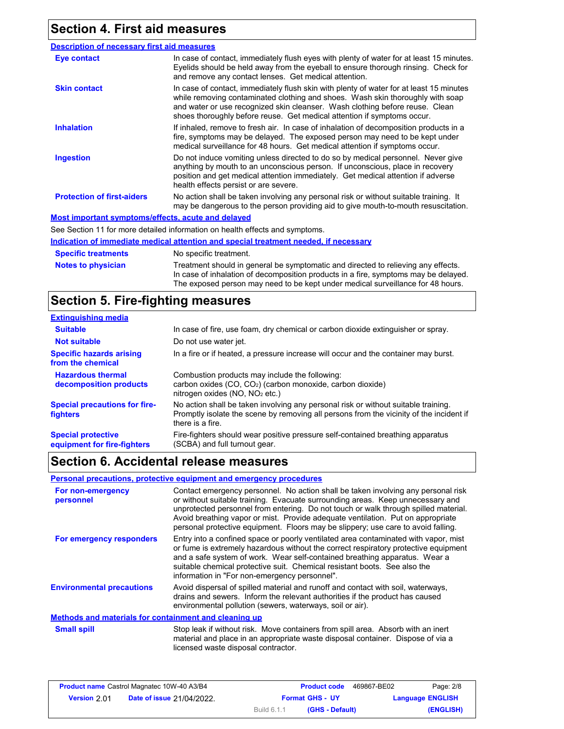## Section 4. First aid measures

### Description of necessary first aid measures

**Eye contact**
In case of contact, immediately flush eyes with plenty of water for at least 15 minutes. Eyelids should be held away from the eyeball to ensure thorough rinsing. Check for and remove any contact lenses. Get medical attention.

**Skin contact**
In case of contact, immediately flush skin with plenty of water for at least 15 minutes while removing contaminated clothing and shoes. Wash skin thoroughly with soap and water or use recognized skin cleanser. Wash clothing before reuse. Clean shoes thoroughly before reuse. Get medical attention if symptoms occur.

**Inhalation**
If inhaled, remove to fresh air. In case of inhalation of decomposition products in a fire, symptoms may be delayed. The exposed person may need to be kept under medical surveillance for 48 hours. Get medical attention if symptoms occur.

**Ingestion**
Do not induce vomiting unless directed to do so by medical personnel. Never give anything by mouth to an unconscious person. If unconscious, place in recovery position and get medical attention immediately. Get medical attention if adverse health effects persist or are severe.

**Protection of first-aiders**
No action shall be taken involving any personal risk or without suitable training. It may be dangerous to the person providing aid to give mouth-to-mouth resuscitation.

### Most important symptoms/effects, acute and delayed

See Section 11 for more detailed information on health effects and symptoms.

### Indication of immediate medical attention and special treatment needed, if necessary

**Specific treatments**
No specific treatment.

**Notes to physician**
Treatment should in general be symptomatic and directed to relieving any effects. In case of inhalation of decomposition products in a fire, symptoms may be delayed. The exposed person may need to be kept under medical surveillance for 48 hours.

## Section 5. Fire-fighting measures

### Extinguishing media

**Suitable**
In case of fire, use foam, dry chemical or carbon dioxide extinguisher or spray.

**Not suitable**
Do not use water jet.

**Specific hazards arising from the chemical**
In a fire or if heated, a pressure increase will occur and the container may burst.

**Hazardous thermal decomposition products**
Combustion products may include the following:
carbon oxides ($CO$, $CO_2$) (carbon monoxide, carbon dioxide)
nitrogen oxides ($NO$, $NO_2$ etc.)

**Special precautions for fire-fighters**
No action shall be taken involving any personal risk or without suitable training. Promptly isolate the scene by removing all persons from the vicinity of the incident if there is a fire.

**Special protective equipment for fire-fighters**
Fire-fighters should wear positive pressure self-contained breathing apparatus (SCBA) and full turnout gear.

## Section 6. Accidental release measures

### Personal precautions, protective equipment and emergency procedures

**For non-emergency personnel**
Contact emergency personnel. No action shall be taken involving any personal risk or without suitable training. Evacuate surrounding areas. Keep unnecessary and unprotected personnel from entering. Do not touch or walk through spilled material. Avoid breathing vapor or mist. Provide adequate ventilation. Put on appropriate personal protective equipment. Floors may be slippery; use care to avoid falling.

**For emergency responders**
Entry into a confined space or poorly ventilated area contaminated with vapor, mist or fume is extremely hazardous without the correct respiratory protective equipment and a safe system of work. Wear self-contained breathing apparatus. Wear a suitable chemical protective suit. Chemical resistant boots. See also the information in "For non-emergency personnel".

**Environmental precautions**
Avoid dispersal of spilled material and runoff and contact with soil, waterways, drains and sewers. Inform the relevant authorities if the product has caused environmental pollution (sewers, waterways, soil or air).

### Methods and materials for containment and cleaning up

**Small spill**
Stop leak if without risk. Move containers from spill area. Absorb with an inert material and place in an appropriate waste disposal container. Dispose of via a licensed waste disposal contractor.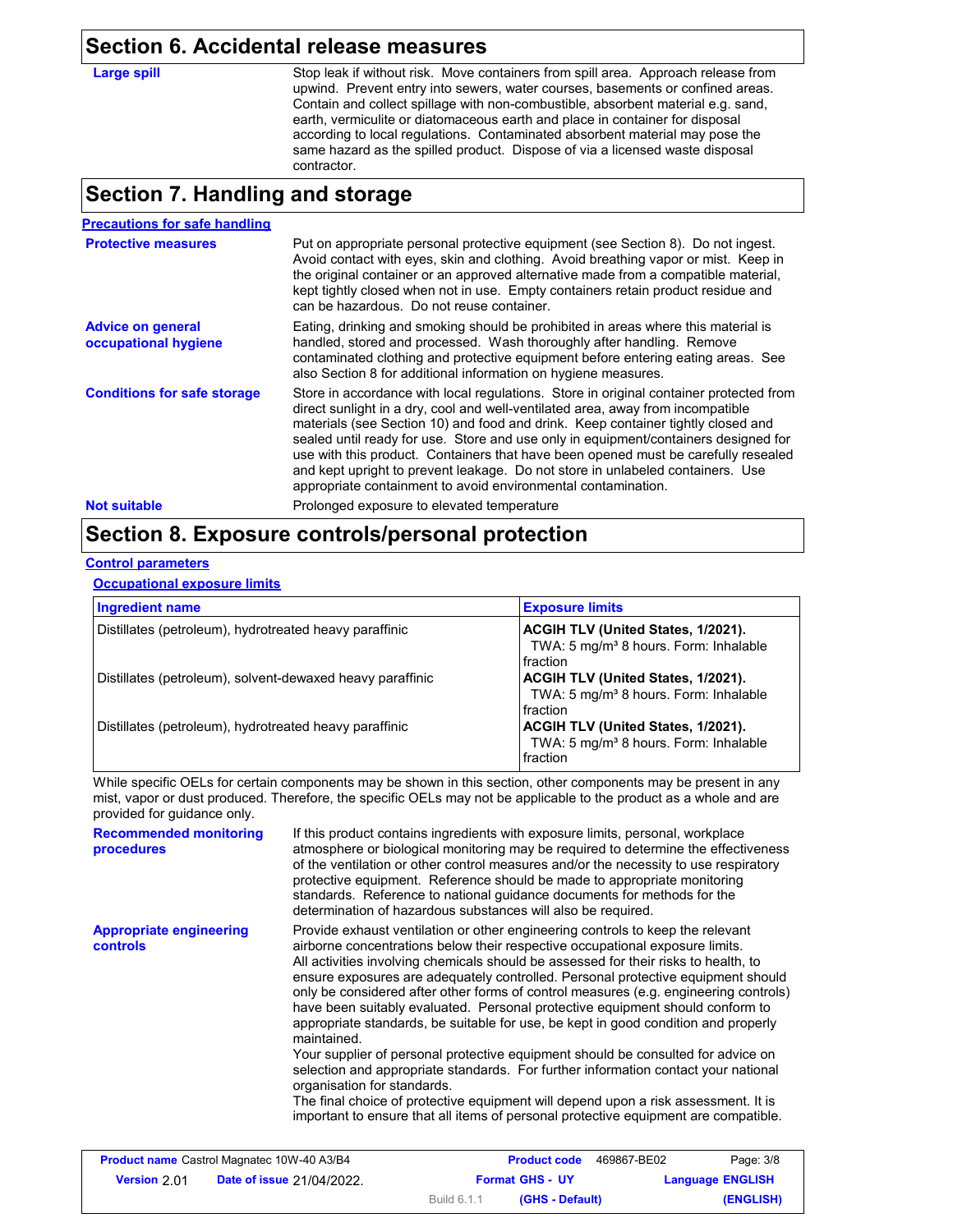## Section 6. Accidental release measures

**Large spill**

Stop leak if without risk. Move containers from spill area. Approach release from upwind. Prevent entry into sewers, water courses, basements or confined areas. Contain and collect spillage with non-combustible, absorbent material e.g. sand, earth, vermiculite or diatomaceous earth and place in container for disposal according to local regulations. Contaminated absorbent material may pose the same hazard as the spilled product. Dispose of via a licensed waste disposal contractor.

## Section 7. Handling and storage

**Precautions for safe handling**

**Protective measures**

Put on appropriate personal protective equipment (see Section 8). Do not ingest. Avoid contact with eyes, skin and clothing. Avoid breathing vapor or mist. Keep in the original container or an approved alternative made from a compatible material, kept tightly closed when not in use. Empty containers retain product residue and can be hazardous. Do not reuse container.

**Advice on general occupational hygiene**

Eating, drinking and smoking should be prohibited in areas where this material is handled, stored and processed. Wash thoroughly after handling. Remove contaminated clothing and protective equipment before entering eating areas. See also Section 8 for additional information on hygiene measures.

**Conditions for safe storage**

Store in accordance with local regulations. Store in original container protected from direct sunlight in a dry, cool and well-ventilated area, away from incompatible materials (see Section 10) and food and drink. Keep container tightly closed and sealed until ready for use. Store and use only in equipment/containers designed for use with this product. Containers that have been opened must be carefully resealed and kept upright to prevent leakage. Do not store in unlabeled containers. Use appropriate containment to avoid environmental contamination.

**Not suitable**

Prolonged exposure to elevated temperature

## Section 8. Exposure controls/personal protection

**Control parameters**

**Occupational exposure limits**

| Ingredient name | Exposure limits |
|---|---|
| Distillates (petroleum), hydrotreated heavy paraffinic | **ACGIH TLV (United States, 1/2021).** TWA: 5 mg/m³ 8 hours. Form: Inhalable fraction |
| Distillates (petroleum), solvent-dewaxed heavy paraffinic | **ACGIH TLV (United States, 1/2021).** TWA: 5 mg/m³ 8 hours. Form: Inhalable fraction |
| Distillates (petroleum), hydrotreated heavy paraffinic | **ACGIH TLV (United States, 1/2021).** TWA: 5 mg/m³ 8 hours. Form: Inhalable fraction |

While specific OELs for certain components may be shown in this section, other components may be present in any mist, vapor or dust produced. Therefore, the specific OELs may not be applicable to the product as a whole and are provided for guidance only.

**Recommended monitoring procedures**

If this product contains ingredients with exposure limits, personal, workplace atmosphere or biological monitoring may be required to determine the effectiveness of the ventilation or other control measures and/or the necessity to use respiratory protective equipment. Reference should be made to appropriate monitoring standards. Reference to national guidance documents for methods for the determination of hazardous substances will also be required.

**Appropriate engineering controls**

Provide exhaust ventilation or other engineering controls to keep the relevant airborne concentrations below their respective occupational exposure limits.
All activities involving chemicals should be assessed for their risks to health, to ensure exposures are adequately controlled. Personal protective equipment should only be considered after other forms of control measures (e.g. engineering controls) have been suitably evaluated. Personal protective equipment should conform to appropriate standards, be suitable for use, be kept in good condition and properly maintained.
Your supplier of personal protective equipment should be consulted for advice on selection and appropriate standards. For further information contact your national organisation for standards.
The final choice of protective equipment will depend upon a risk assessment. It is important to ensure that all items of personal protective equipment are compatible.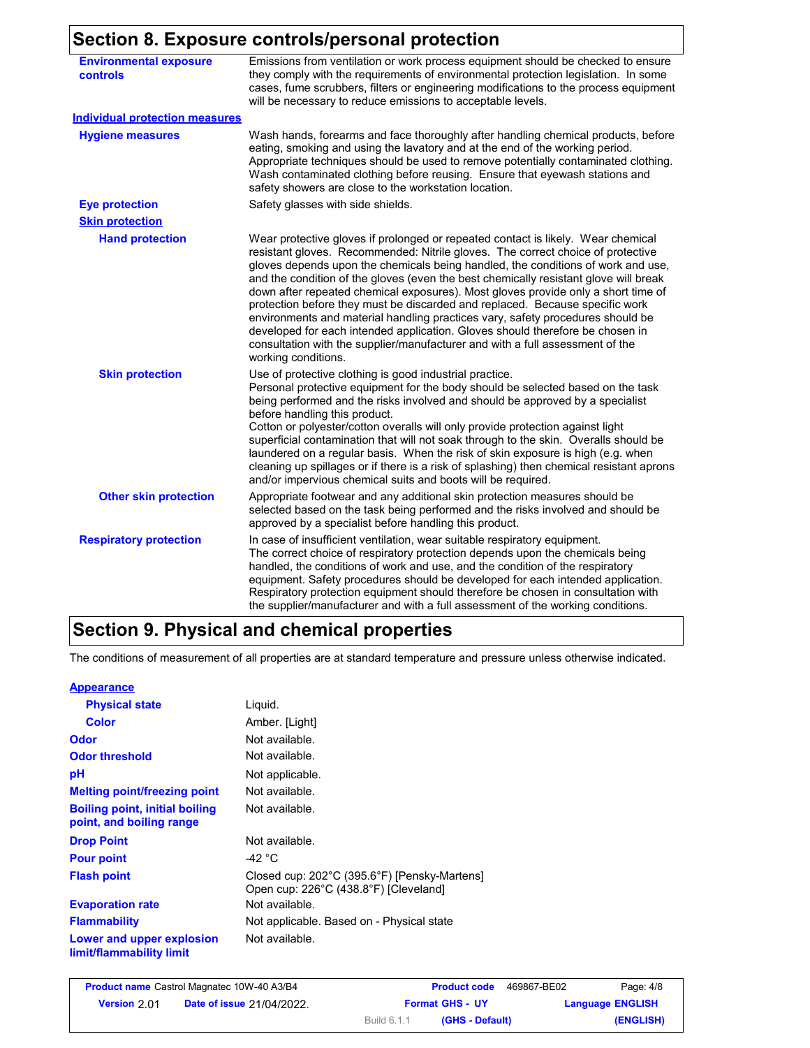## Section 8. Exposure controls/personal protection

| | |
|---|---|
| **Environmental exposure controls** | Emissions from ventilation or work process equipment should be checked to ensure they comply with the requirements of environmental protection legislation. In some cases, fume scrubbers, filters or engineering modifications to the process equipment will be necessary to reduce emissions to acceptable levels. |

### Individual protection measures

| | |
|---|---|
| **Hygiene measures** | Wash hands, forearms and face thoroughly after handling chemical products, before eating, smoking and using the lavatory and at the end of the working period. Appropriate techniques should be used to remove potentially contaminated clothing. Wash contaminated clothing before reusing. Ensure that eyewash stations and safety showers are close to the workstation location. |
| **Eye protection** | Safety glasses with side shields. |
| **Skin protection** | |
| **Hand protection** | Wear protective gloves if prolonged or repeated contact is likely. Wear chemical resistant gloves. Recommended: Nitrile gloves. The correct choice of protective gloves depends upon the chemicals being handled, the conditions of work and use, and the condition of the gloves (even the best chemically resistant glove will break down after repeated chemical exposures). Most gloves provide only a short time of protection before they must be discarded and replaced. Because specific work environments and material handling practices vary, safety procedures should be developed for each intended application. Gloves should therefore be chosen in consultation with the supplier/manufacturer and with a full assessment of the working conditions. |
| **Skin protection** | Use of protective clothing is good industrial practice. Personal protective equipment for the body should be selected based on the task being performed and the risks involved and should be approved by a specialist before handling this product. Cotton or polyester/cotton overalls will only provide protection against light superficial contamination that will not soak through to the skin. Overalls should be laundered on a regular basis. When the risk of skin exposure is high (e.g. when cleaning up spillages or if there is a risk of splashing) then chemical resistant aprons and/or impervious chemical suits and boots will be required. |
| **Other skin protection** | Appropriate footwear and any additional skin protection measures should be selected based on the task being performed and the risks involved and should be approved by a specialist before handling this product. |
| **Respiratory protection** | In case of insufficient ventilation, wear suitable respiratory equipment. The correct choice of respiratory protection depends upon the chemicals being handled, the conditions of work and use, and the condition of the respiratory equipment. Safety procedures should be developed for each intended application. Respiratory protection equipment should therefore be chosen in consultation with the supplier/manufacturer and with a full assessment of the working conditions. |

## Section 9. Physical and chemical properties

The conditions of measurement of all properties are at standard temperature and pressure unless otherwise indicated.

### Appearance

| | |
|---|---|
| **Physical state** | Liquid. |
| **Color** | Amber. [Light] |
| **Odor** | Not available. |
| **Odor threshold** | Not available. |
| **pH** | Not applicable. |
| **Melting point/freezing point** | Not available. |
| **Boiling point, initial boiling point, and boiling range** | Not available. |
| **Drop Point** | Not available. |
| **Pour point** | -42 °C |
| **Flash point** | Closed cup: 202°C (395.6°F) [Pensky-Martens]<br>Open cup: 226°C (438.8°F) [Cleveland] |
| **Evaporation rate** | Not available. |
| **Flammability** | Not applicable. Based on - Physical state |
| **Lower and upper explosion limit/flammability limit** | Not available. |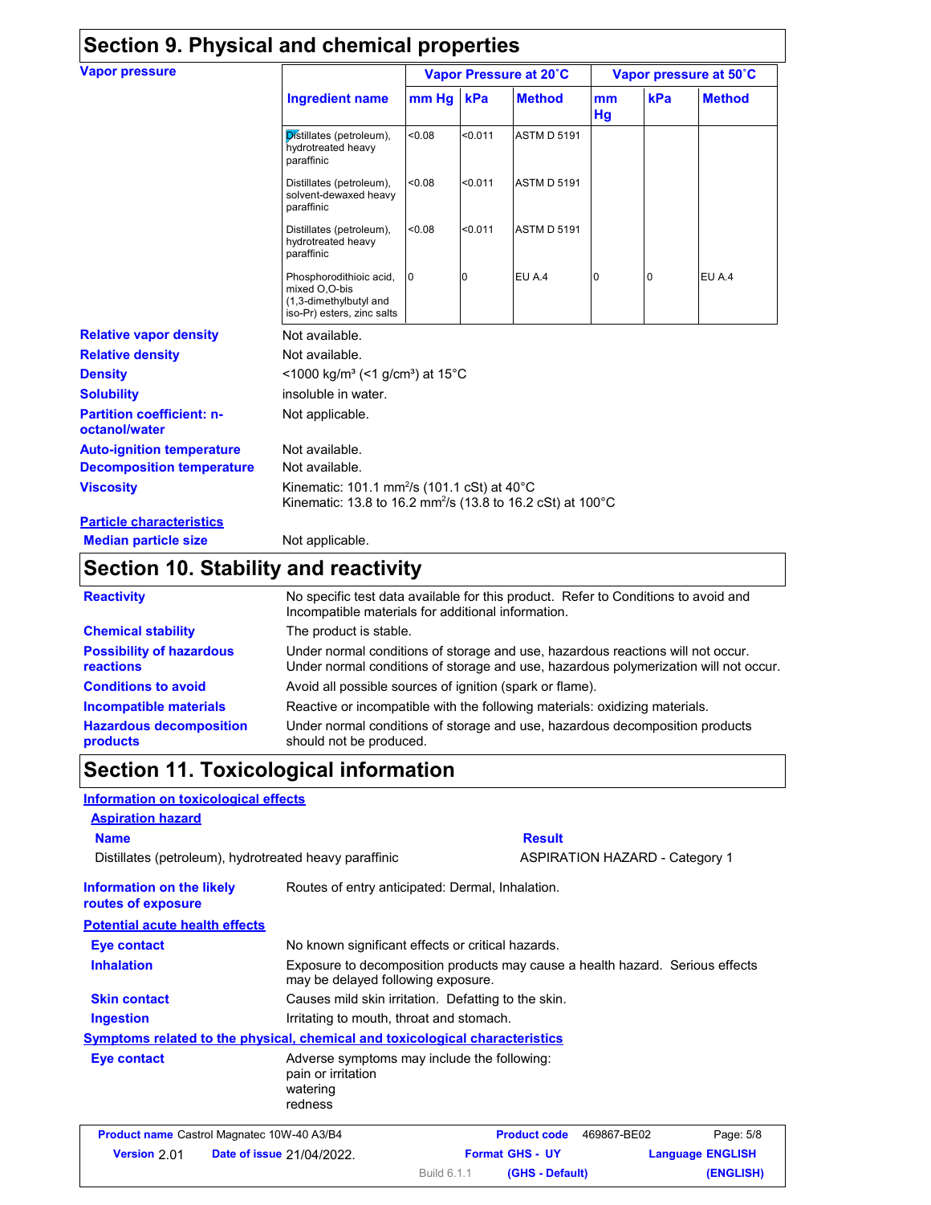## Section 9. Physical and chemical properties

**Vapor pressure**

| Ingredient name | Vapor Pressure at 20˚C | | | Vapor pressure at 50˚C | | |
|---|---|---|---|---|---|---|
| | mm Hg | kPa | Method | mm Hg | kPa | Method |
| Distillates (petroleum), hydrotreated heavy paraffinic | <0.08 | <0.011 | ASTM D 5191 | | | |
| Distillates (petroleum), solvent-dewaxed heavy paraffinic | <0.08 | <0.011 | ASTM D 5191 | | | |
| Distillates (petroleum), hydrotreated heavy paraffinic | <0.08 | <0.011 | ASTM D 5191 | | | |
| Phosphorodithioic acid, mixed O,O-bis (1,3-dimethylbutyl and iso-Pr) esters, zinc salts | 0 | 0 | EU A.4 | 0 | 0 | EU A.4 |

**Relative vapor density** Not available.

**Relative density** Not available.

**Density** <1000 kg/m³ (<1 g/cm³) at 15°C

**Solubility** insoluble in water.

**Partition coefficient: n-octanol/water** Not applicable.

**Auto-ignition temperature** Not available.

**Decomposition temperature** Not available.

**Viscosity** Kinematic: 101.1 $mm^2/s$ (101.1 cSt) at 40°C
Kinematic: 13.8 to 16.2 $mm^2/s$ (13.8 to 16.2 cSt) at 100°C

**Particle characteristics**

**Median particle size** Not applicable.

## Section 10. Stability and reactivity

**Reactivity** No specific test data available for this product. Refer to Conditions to avoid and Incompatible materials for additional information.

**Chemical stability** The product is stable.

**Possibility of hazardous reactions** Under normal conditions of storage and use, hazardous reactions will not occur. Under normal conditions of storage and use, hazardous polymerization will not occur.

**Conditions to avoid** Avoid all possible sources of ignition (spark or flame).

**Incompatible materials** Reactive or incompatible with the following materials: oxidizing materials.

**Hazardous decomposition products** Under normal conditions of storage and use, hazardous decomposition products should not be produced.

## Section 11. Toxicological information

**Information on toxicological effects**

**Aspiration hazard**

| Name | Result |
|---|---|
| Distillates (petroleum), hydrotreated heavy paraffinic | ASPIRATION HAZARD - Category 1 |

**Information on the likely routes of exposure** Routes of entry anticipated: Dermal, Inhalation.

**Potential acute health effects**

**Eye contact** No known significant effects or critical hazards.

**Inhalation** Exposure to decomposition products may cause a health hazard. Serious effects may be delayed following exposure.

**Skin contact** Causes mild skin irritation. Defatting to the skin.

**Ingestion** Irritating to mouth, throat and stomach.

**Symptoms related to the physical, chemical and toxicological characteristics**

**Eye contact** Adverse symptoms may include the following:
pain or irritation
watering
redness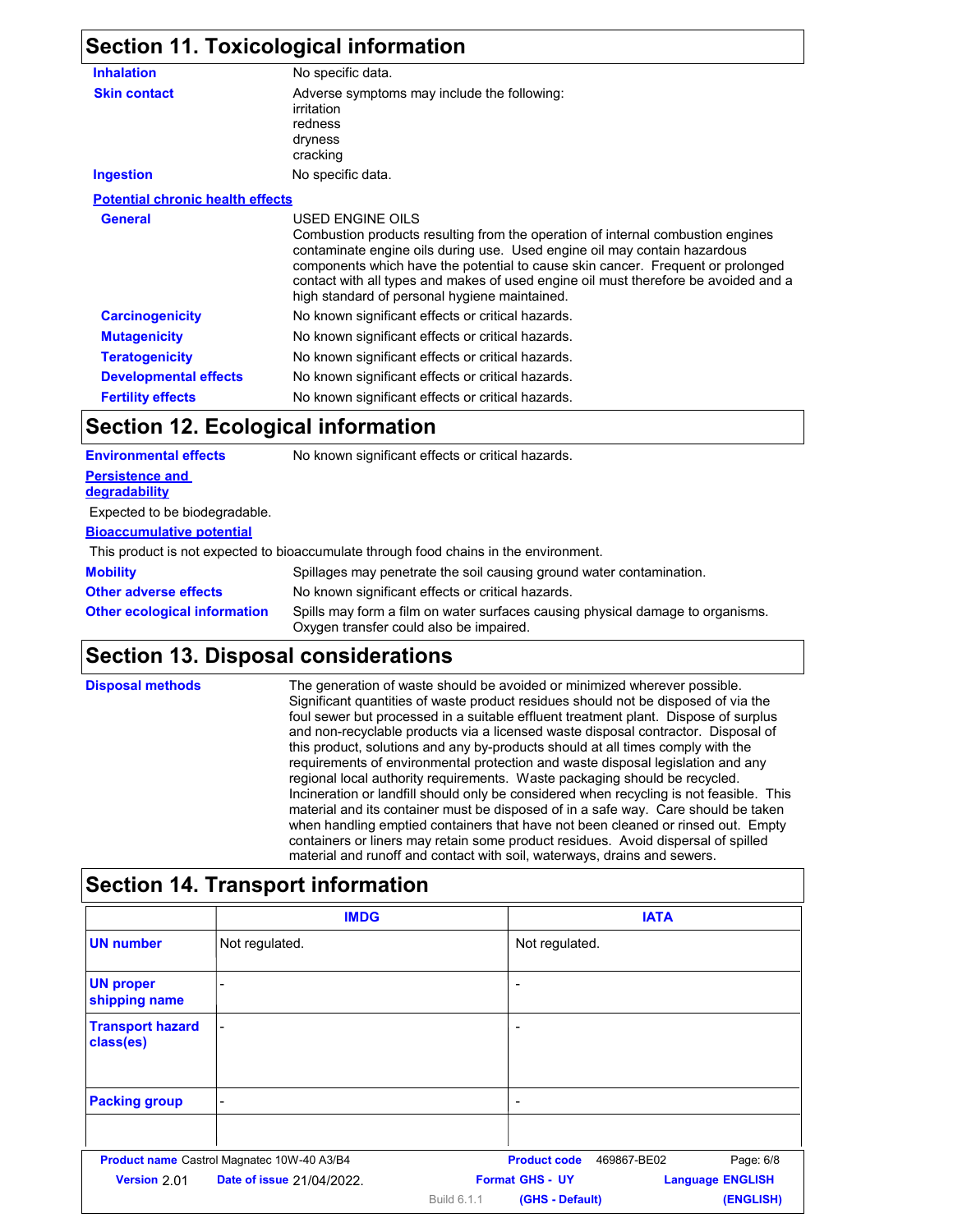## Section 11. Toxicological information

**Inhalation** : No specific data.

**Skin contact** : Adverse symptoms may include the following:
irritation
redness
dryness
cracking

**Ingestion** : No specific data.

**Potential chronic health effects**

**General** : USED ENGINE OILS
Combustion products resulting from the operation of internal combustion engines contaminate engine oils during use. Used engine oil may contain hazardous components which have the potential to cause skin cancer. Frequent or prolonged contact with all types and makes of used engine oil must therefore be avoided and a high standard of personal hygiene maintained.

**Carcinogenicity** : No known significant effects or critical hazards.

**Mutagenicity** : No known significant effects or critical hazards.

**Teratogenicity** : No known significant effects or critical hazards.

**Developmental effects** : No known significant effects or critical hazards.

**Fertility effects** : No known significant effects or critical hazards.

## Section 12. Ecological information

**Environmental effects** : No known significant effects or critical hazards.

**Persistence and degradability**

Expected to be biodegradable.

**Bioaccumulative potential**

This product is not expected to bioaccumulate through food chains in the environment.

**Mobility** : Spillages may penetrate the soil causing ground water contamination.

**Other adverse effects** : No known significant effects or critical hazards.

**Other ecological information** : Spills may form a film on water surfaces causing physical damage to organisms. Oxygen transfer could also be impaired.

## Section 13. Disposal considerations

**Disposal methods** : The generation of waste should be avoided or minimized wherever possible. Significant quantities of waste product residues should not be disposed of via the foul sewer but processed in a suitable effluent treatment plant. Dispose of surplus and non-recyclable products via a licensed waste disposal contractor. Disposal of this product, solutions and any by-products should at all times comply with the requirements of environmental protection and waste disposal legislation and any regional local authority requirements. Waste packaging should be recycled. Incineration or landfill should only be considered when recycling is not feasible. This material and its container must be disposed of in a safe way. Care should be taken when handling emptied containers that have not been cleaned or rinsed out. Empty containers or liners may retain some product residues. Avoid dispersal of spilled material and runoff and contact with soil, waterways, drains and sewers.

## Section 14. Transport information

| | IMDG | IATA |
|---|---|---|
| **UN number** | Not regulated. | Not regulated. |
| **UN proper shipping name** | - | - |
| **Transport hazard class(es)** | - | - |
| **Packing group** | - | - |
| | | |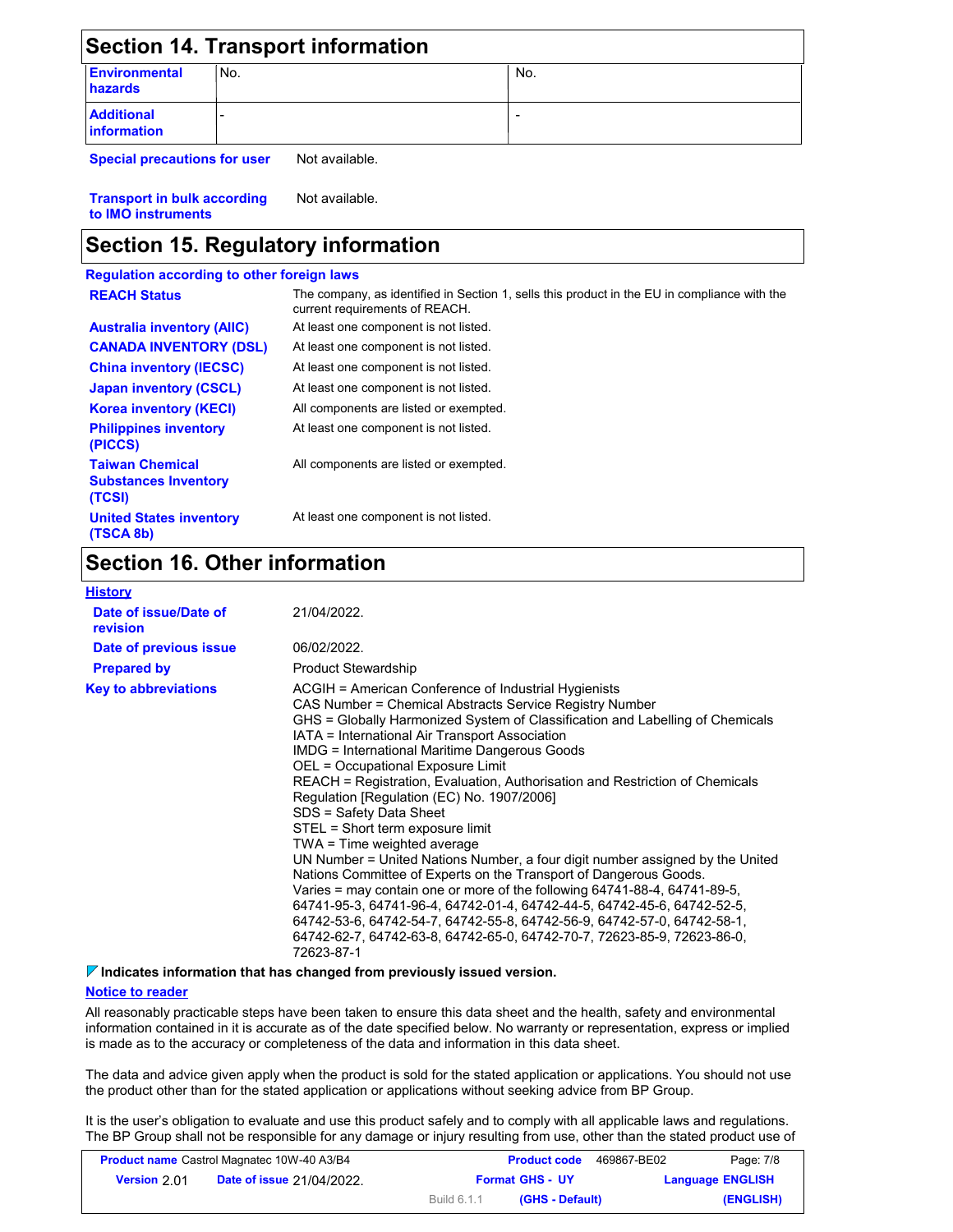## Section 14. Transport information

| | | |
|---|---|---|
| **Environmental hazards** | No. | No. |
| **Additional information** | - | - |

**Special precautions for user** Not available.

**Transport in bulk according to IMO instruments** Not available.

## Section 15. Regulatory information

**Regulation according to other foreign laws**

| | |
|---|---|
| **REACH Status** | The company, as identified in Section 1, sells this product in the EU in compliance with the current requirements of REACH. |
| **Australia inventory (AIIC)** | At least one component is not listed. |
| **CANADA INVENTORY (DSL)** | At least one component is not listed. |
| **China inventory (IECSC)** | At least one component is not listed. |
| **Japan inventory (CSCL)** | At least one component is not listed. |
| **Korea inventory (KECI)** | All components are listed or exempted. |
| **Philippines inventory (PICCS)** | At least one component is not listed. |
| **Taiwan Chemical Substances Inventory (TCSI)** | All components are listed or exempted. |
| **United States inventory (TSCA 8b)** | At least one component is not listed. |

## Section 16. Other information

**History**

| | |
|---|---|
| **Date of issue/Date of revision** | 21/04/2022. |
| **Date of previous issue** | 06/02/2022. |
| **Prepared by** | Product Stewardship |

**Key to abbreviations**

ACGIH = American Conference of Industrial Hygienists
CAS Number = Chemical Abstracts Service Registry Number
GHS = Globally Harmonized System of Classification and Labelling of Chemicals
IATA = International Air Transport Association
IMDG = International Maritime Dangerous Goods
OEL = Occupational Exposure Limit
REACH = Registration, Evaluation, Authorisation and Restriction of Chemicals Regulation [Regulation (EC) No. 1907/2006]
SDS = Safety Data Sheet
STEL = Short term exposure limit
TWA = Time weighted average
UN Number = United Nations Number, a four digit number assigned by the United Nations Committee of Experts on the Transport of Dangerous Goods.
Varies = may contain one or more of the following 64741-88-4, 64741-89-5, 64741-95-3, 64741-96-4, 64742-01-4, 64742-44-5, 64742-45-6, 64742-52-5, 64742-53-6, 64742-54-7, 64742-55-8, 64742-56-9, 64742-57-0, 64742-58-1, 64742-62-7, 64742-63-8, 64742-65-0, 64742-70-7, 72623-85-9, 72623-86-0, 72623-87-1

**Indicates information that has changed from previously issued version.**

**Notice to reader**

All reasonably practicable steps have been taken to ensure this data sheet and the health, safety and environmental information contained in it is accurate as of the date specified below. No warranty or representation, express or implied is made as to the accuracy or completeness of the data and information in this data sheet.

The data and advice given apply when the product is sold for the stated application or applications. You should not use the product other than for the stated application or applications without seeking advice from BP Group.

It is the user's obligation to evaluate and use this product safely and to comply with all applicable laws and regulations. The BP Group shall not be responsible for any damage or injury resulting from use, other than the stated product use of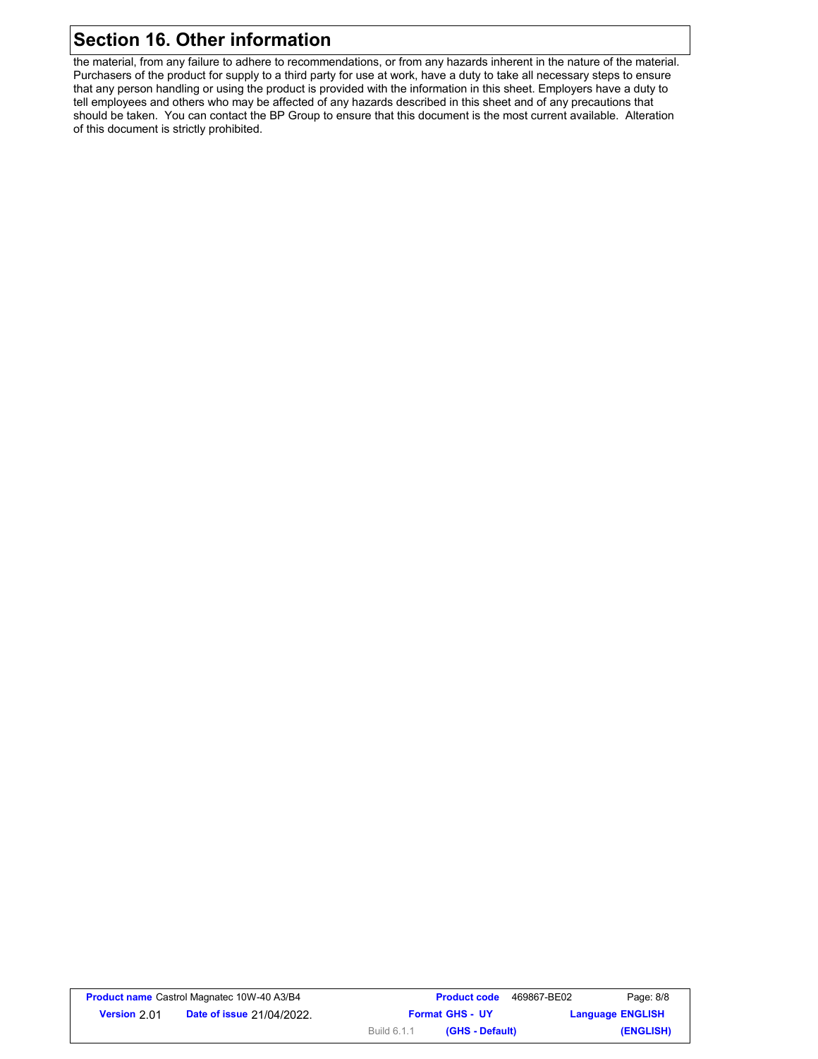## Section 16. Other information

the material, from any failure to adhere to recommendations, or from any hazards inherent in the nature of the material. Purchasers of the product for supply to a third party for use at work, have a duty to take all necessary steps to ensure that any person handling or using the product is provided with the information in this sheet. Employers have a duty to tell employees and others who may be affected of any hazards described in this sheet and of any precautions that should be taken. You can contact the BP Group to ensure that this document is the most current available. Alteration of this document is strictly prohibited.